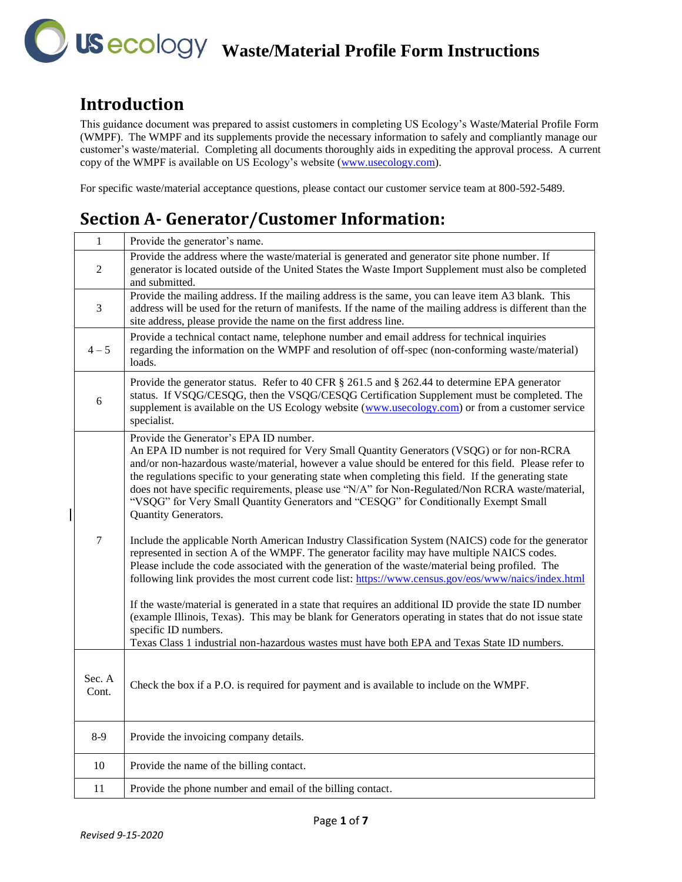# Waste/Material Profile Form Instructions

## Introduction

This guidance document was prepared to assist customers in completing US Ecology's Waste/Material Profile Form (WMPF). The WMPF and its supplements provide the necessary information to safely and compliantly manage our customer's waste/material. Completing all documents thoroughly aids in expediting the approval process. A current copy of the WMPF is available on US Ecology's website (www.usecology.com).

For specific waste/material acceptance questions, please contact our customer service team at 800-592-5489.

## Section A- Generator/Customer Information:

| | |
|---|---|
| 1 | Provide the generator's name. |
| 2 | Provide the address where the waste/material is generated and generator site phone number. If generator is located outside of the United States the Waste Import Supplement must also be completed and submitted. |
| 3 | Provide the mailing address. If the mailing address is the same, you can leave item A3 blank. This address will be used for the return of manifests. If the name of the mailing address is different than the site address, please provide the name on the first address line. |
| 4 – 5 | Provide a technical contact name, telephone number and email address for technical inquiries regarding the information on the WMPF and resolution of off-spec (non-conforming waste/material) loads. |
| 6 | Provide the generator status. Refer to 40 CFR § 261.5 and § 262.44 to determine EPA generator status. If VSQG/CESQG, then the VSQG/CESQG Certification Supplement must be completed. The supplement is available on the US Ecology website (www.usecology.com) or from a customer service specialist. |
| 7 | Provide the Generator's EPA ID number.<br>An EPA ID number is not required for Very Small Quantity Generators (VSQG) or for non-RCRA and/or non-hazardous waste/material, however a value should be entered for this field. Please refer to the regulations specific to your generating state when completing this field. If the generating state does not have specific requirements, please use "N/A" for Non-Regulated/Non RCRA waste/material, "VSQG" for Very Small Quantity Generators and "CESQG" for Conditionally Exempt Small Quantity Generators.<br><br>Include the applicable North American Industry Classification System (NAICS) code for the generator represented in section A of the WMPF. The generator facility may have multiple NAICS codes. Please include the code associated with the generation of the waste/material being profiled. The following link provides the most current code list: https://www.census.gov/eos/www/naics/index.html<br><br>If the waste/material is generated in a state that requires an additional ID provide the state ID number (example Illinois, Texas). This may be blank for Generators operating in states that do not issue state specific ID numbers.<br>Texas Class 1 industrial non-hazardous wastes must have both EPA and Texas State ID numbers. |
| Sec. A Cont. | Check the box if a P.O. is required for payment and is available to include on the WMPF. |
| 8-9 | Provide the invoicing company details. |
| 10 | Provide the name of the billing contact. |
| 11 | Provide the phone number and email of the billing contact. |

*Revised 9-15-2020*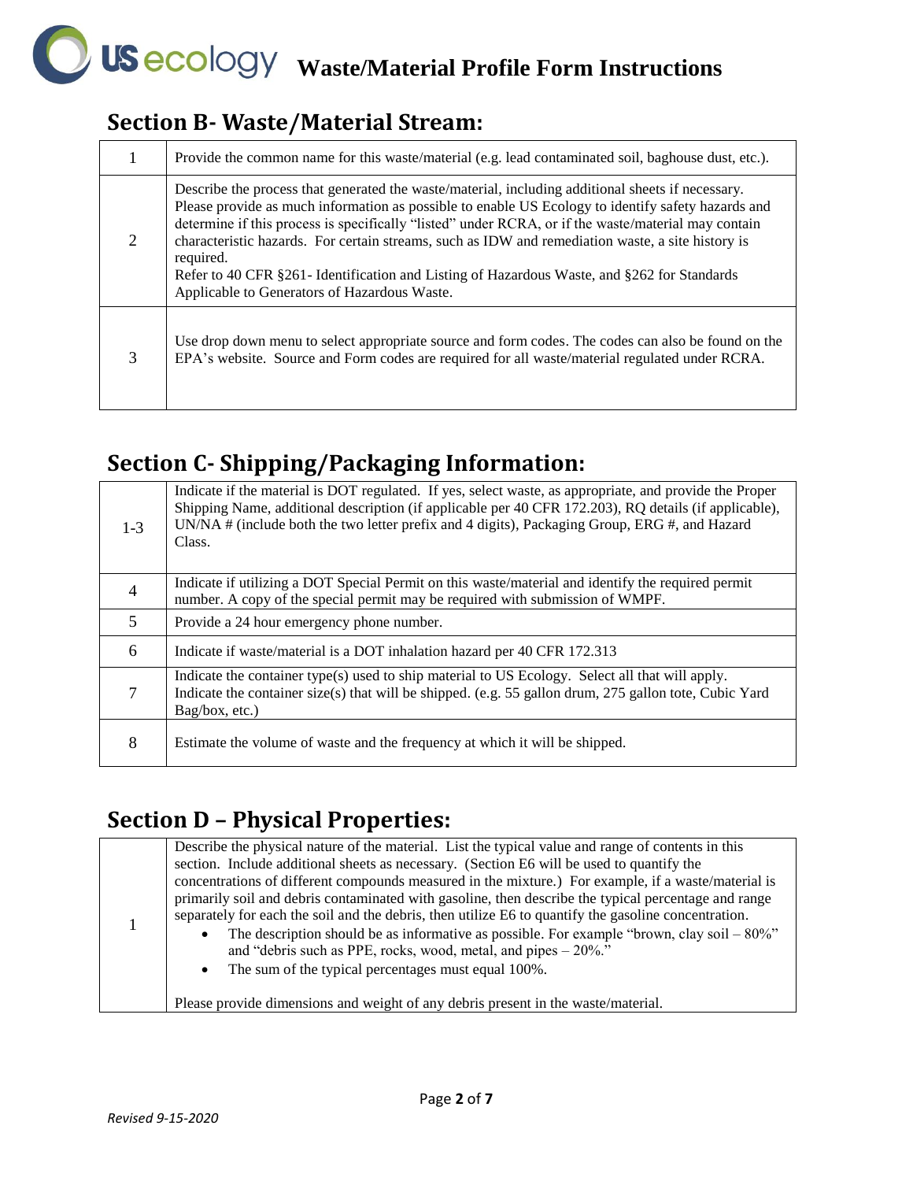## Section B- Waste/Material Stream:

| | |
|---|---|
| 1 | Provide the common name for this waste/material (e.g. lead contaminated soil, baghouse dust, etc.). |
| 2 | Describe the process that generated the waste/material, including additional sheets if necessary. Please provide as much information as possible to enable US Ecology to identify safety hazards and determine if this process is specifically "listed" under RCRA, or if the waste/material may contain characteristic hazards. For certain streams, such as IDW and remediation waste, a site history is required.<br>Refer to 40 CFR §261- Identification and Listing of Hazardous Waste, and §262 for Standards Applicable to Generators of Hazardous Waste. |
| 3 | Use drop down menu to select appropriate source and form codes. The codes can also be found on the EPA's website. Source and Form codes are required for all waste/material regulated under RCRA. |

## Section C- Shipping/Packaging Information:

| | |
|---|---|
| 1-3 | Indicate if the material is DOT regulated. If yes, select waste, as appropriate, and provide the Proper Shipping Name, additional description (if applicable per 40 CFR 172.203), RQ details (if applicable), UN/NA # (include both the two letter prefix and 4 digits), Packaging Group, ERG #, and Hazard Class. |
| 4 | Indicate if utilizing a DOT Special Permit on this waste/material and identify the required permit number. A copy of the special permit may be required with submission of WMPF. |
| 5 | Provide a 24 hour emergency phone number. |
| 6 | Indicate if waste/material is a DOT inhalation hazard per 40 CFR 172.313 |
| 7 | Indicate the container type(s) used to ship material to US Ecology. Select all that will apply. Indicate the container size(s) that will be shipped. (e.g. 55 gallon drum, 275 gallon tote, Cubic Yard Bag/box, etc.) |
| 8 | Estimate the volume of waste and the frequency at which it will be shipped. |

## Section D – Physical Properties:

| | |
|---|---|
| 1 | Describe the physical nature of the material. List the typical value and range of contents in this section. Include additional sheets as necessary. (Section E6 will be used to quantify the concentrations of different compounds measured in the mixture.) For example, if a waste/material is primarily soil and debris contaminated with gasoline, then describe the typical percentage and range separately for each the soil and the debris, then utilize E6 to quantify the gasoline concentration.<br>• The description should be as informative as possible. For example "brown, clay soil – 80%" and "debris such as PPE, rocks, wood, metal, and pipes – 20%."<br>• The sum of the typical percentages must equal 100%.<br><br>Please provide dimensions and weight of any debris present in the waste/material. |

*Revised 9-15-2020*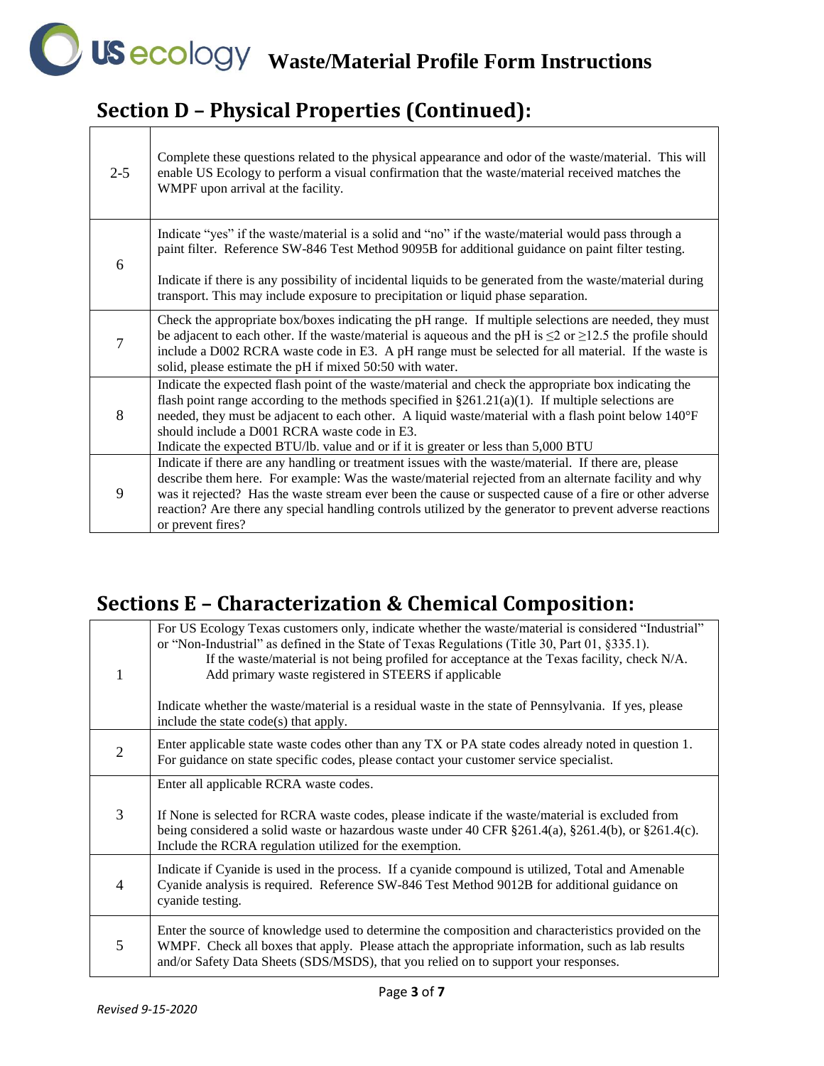## Section D – Physical Properties (Continued):

| | |
|---|---|
| 2-5 | Complete these questions related to the physical appearance and odor of the waste/material. This will enable US Ecology to perform a visual confirmation that the waste/material received matches the WMPF upon arrival at the facility. |
| 6 | Indicate "yes" if the waste/material is a solid and "no" if the waste/material would pass through a paint filter. Reference SW-846 Test Method 9095B for additional guidance on paint filter testing.<br><br>Indicate if there is any possibility of incidental liquids to be generated from the waste/material during transport. This may include exposure to precipitation or liquid phase separation. |
| 7 | Check the appropriate box/boxes indicating the pH range. If multiple selections are needed, they must be adjacent to each other. If the waste/material is aqueous and the pH is $\leq 2$ or $\geq 12.5$ the profile should include a D002 RCRA waste code in E3. A pH range must be selected for all material. If the waste is solid, please estimate the pH if mixed 50:50 with water. |
| 8 | Indicate the expected flash point of the waste/material and check the appropriate box indicating the flash point range according to the methods specified in §261.21(a)(1). If multiple selections are needed, they must be adjacent to each other. A liquid waste/material with a flash point below 140°F should include a D001 RCRA waste code in E3.<br>Indicate the expected BTU/lb. value and or if it is greater or less than 5,000 BTU |
| 9 | Indicate if there are any handling or treatment issues with the waste/material. If there are, please describe them here. For example: Was the waste/material rejected from an alternate facility and why was it rejected? Has the waste stream ever been the cause or suspected cause of a fire or other adverse reaction? Are there any special handling controls utilized by the generator to prevent adverse reactions or prevent fires? |

## Sections E – Characterization & Chemical Composition:

| | |
|---|---|
| 1 | For US Ecology Texas customers only, indicate whether the waste/material is considered "Industrial" or "Non-Industrial" as defined in the State of Texas Regulations (Title 30, Part 01, §335.1).<br>If the waste/material is not being profiled for acceptance at the Texas facility, check N/A.<br>Add primary waste registered in STEERS if applicable<br><br>Indicate whether the waste/material is a residual waste in the state of Pennsylvania. If yes, please include the state code(s) that apply. |
| 2 | Enter applicable state waste codes other than any TX or PA state codes already noted in question 1. For guidance on state specific codes, please contact your customer service specialist. |
| 3 | Enter all applicable RCRA waste codes.<br><br>If None is selected for RCRA waste codes, please indicate if the waste/material is excluded from being considered a solid waste or hazardous waste under 40 CFR §261.4(a), §261.4(b), or §261.4(c). Include the RCRA regulation utilized for the exemption. |
| 4 | Indicate if Cyanide is used in the process. If a cyanide compound is utilized, Total and Amenable Cyanide analysis is required. Reference SW-846 Test Method 9012B for additional guidance on cyanide testing. |
| 5 | Enter the source of knowledge used to determine the composition and characteristics provided on the WMPF. Check all boxes that apply. Please attach the appropriate information, such as lab results and/or Safety Data Sheets (SDS/MSDS), that you relied on to support your responses. |

*Revised 9-15-2020*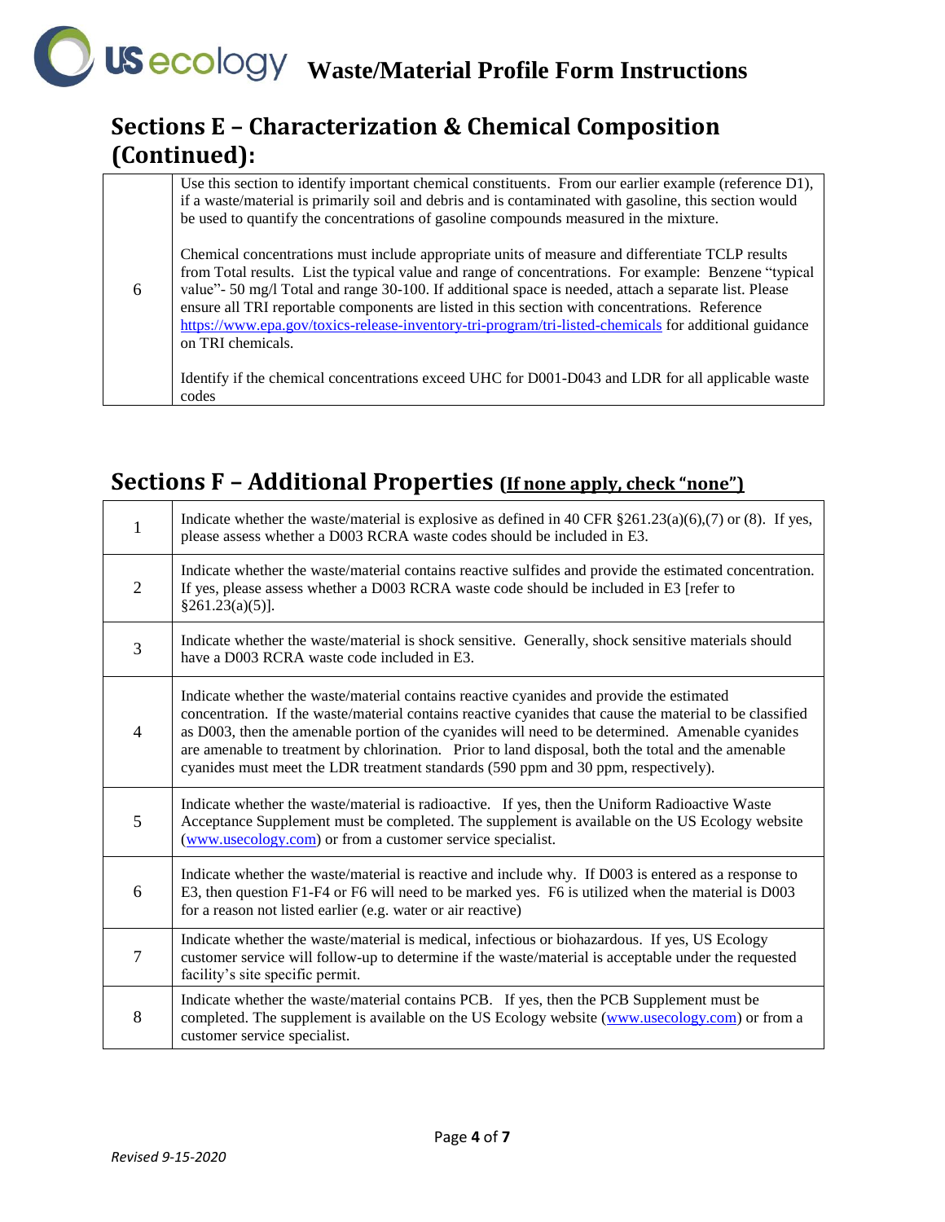## Sections E – Characterization & Chemical Composition (Continued):

| | |
|---|---|
| 6 | Use this section to identify important chemical constituents. From our earlier example (reference D1), if a waste/material is primarily soil and debris and is contaminated with gasoline, this section would be used to quantify the concentrations of gasoline compounds measured in the mixture.<br><br>Chemical concentrations must include appropriate units of measure and differentiate TCLP results from Total results. List the typical value and range of concentrations. For example: Benzene "typical value"- 50 mg/l Total and range 30-100. If additional space is needed, attach a separate list. Please ensure all TRI reportable components are listed in this section with concentrations. Reference https://www.epa.gov/toxics-release-inventory-tri-program/tri-listed-chemicals for additional guidance on TRI chemicals.<br><br>Identify if the chemical concentrations exceed UHC for D001-D043 and LDR for all applicable waste codes |

## Sections F – Additional Properties (If none apply, check "none")

| | |
|---|---|
| 1 | Indicate whether the waste/material is explosive as defined in 40 CFR §261.23(a)(6),(7) or (8). If yes, please assess whether a D003 RCRA waste codes should be included in E3. |
| 2 | Indicate whether the waste/material contains reactive sulfides and provide the estimated concentration. If yes, please assess whether a D003 RCRA waste code should be included in E3 [refer to §261.23(a)(5)]. |
| 3 | Indicate whether the waste/material is shock sensitive. Generally, shock sensitive materials should have a D003 RCRA waste code included in E3. |
| 4 | Indicate whether the waste/material contains reactive cyanides and provide the estimated concentration. If the waste/material contains reactive cyanides that cause the material to be classified as D003, then the amenable portion of the cyanides will need to be determined. Amenable cyanides are amenable to treatment by chlorination. Prior to land disposal, both the total and the amenable cyanides must meet the LDR treatment standards (590 ppm and 30 ppm, respectively). |
| 5 | Indicate whether the waste/material is radioactive. If yes, then the Uniform Radioactive Waste Acceptance Supplement must be completed. The supplement is available on the US Ecology website (www.usecology.com) or from a customer service specialist. |
| 6 | Indicate whether the waste/material is reactive and include why. If D003 is entered as a response to E3, then question F1-F4 or F6 will need to be marked yes. F6 is utilized when the material is D003 for a reason not listed earlier (e.g. water or air reactive) |
| 7 | Indicate whether the waste/material is medical, infectious or biohazardous. If yes, US Ecology customer service will follow-up to determine if the waste/material is acceptable under the requested facility's site specific permit. |
| 8 | Indicate whether the waste/material contains PCB. If yes, then the PCB Supplement must be completed. The supplement is available on the US Ecology website (www.usecology.com) or from a customer service specialist. |

*Revised 9-15-2020*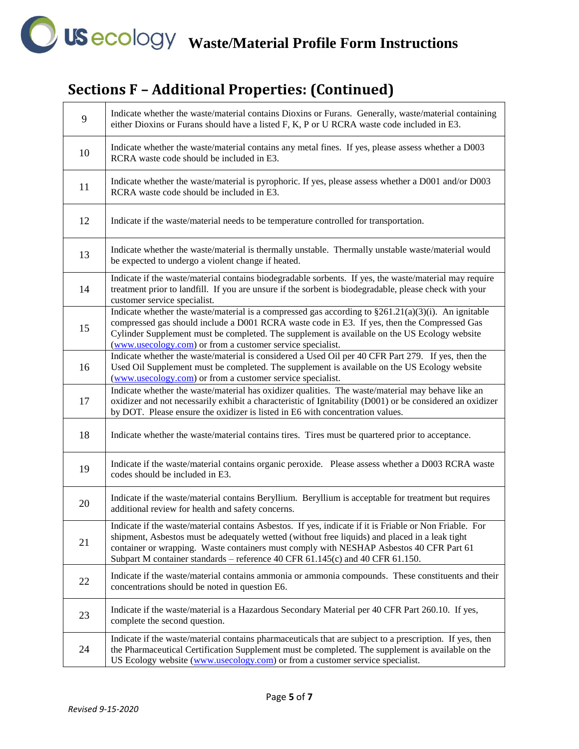## Sections F – Additional Properties: (Continued)

| | |
|---|---|
| 9 | Indicate whether the waste/material contains Dioxins or Furans. Generally, waste/material containing either Dioxins or Furans should have a listed F, K, P or U RCRA waste code included in E3. |
| 10 | Indicate whether the waste/material contains any metal fines. If yes, please assess whether a D003 RCRA waste code should be included in E3. |
| 11 | Indicate whether the waste/material is pyrophoric. If yes, please assess whether a D001 and/or D003 RCRA waste code should be included in E3. |
| 12 | Indicate if the waste/material needs to be temperature controlled for transportation. |
| 13 | Indicate whether the waste/material is thermally unstable. Thermally unstable waste/material would be expected to undergo a violent change if heated. |
| 14 | Indicate if the waste/material contains biodegradable sorbents. If yes, the waste/material may require treatment prior to landfill. If you are unsure if the sorbent is biodegradable, please check with your customer service specialist. |
| 15 | Indicate whether the waste/material is a compressed gas according to §261.21(a)(3)(i). An ignitable compressed gas should include a D001 RCRA waste code in E3. If yes, then the Compressed Gas Cylinder Supplement must be completed. The supplement is available on the US Ecology website (www.usecology.com) or from a customer service specialist. |
| 16 | Indicate whether the waste/material is considered a Used Oil per 40 CFR Part 279. If yes, then the Used Oil Supplement must be completed. The supplement is available on the US Ecology website (www.usecology.com) or from a customer service specialist. |
| 17 | Indicate whether the waste/material has oxidizer qualities. The waste/material may behave like an oxidizer and not necessarily exhibit a characteristic of Ignitability (D001) or be considered an oxidizer by DOT. Please ensure the oxidizer is listed in E6 with concentration values. |
| 18 | Indicate whether the waste/material contains tires. Tires must be quartered prior to acceptance. |
| 19 | Indicate if the waste/material contains organic peroxide. Please assess whether a D003 RCRA waste codes should be included in E3. |
| 20 | Indicate if the waste/material contains Beryllium. Beryllium is acceptable for treatment but requires additional review for health and safety concerns. |
| 21 | Indicate if the waste/material contains Asbestos. If yes, indicate if it is Friable or Non Friable. For shipment, Asbestos must be adequately wetted (without free liquids) and placed in a leak tight container or wrapping. Waste containers must comply with NESHAP Asbestos 40 CFR Part 61 Subpart M container standards – reference 40 CFR 61.145(c) and 40 CFR 61.150. |
| 22 | Indicate if the waste/material contains ammonia or ammonia compounds. These constituents and their concentrations should be noted in question E6. |
| 23 | Indicate if the waste/material is a Hazardous Secondary Material per 40 CFR Part 260.10. If yes, complete the second question. |
| 24 | Indicate if the waste/material contains pharmaceuticals that are subject to a prescription. If yes, then the Pharmaceutical Certification Supplement must be completed. The supplement is available on the US Ecology website (www.usecology.com) or from a customer service specialist. |

*Revised 9-15-2020*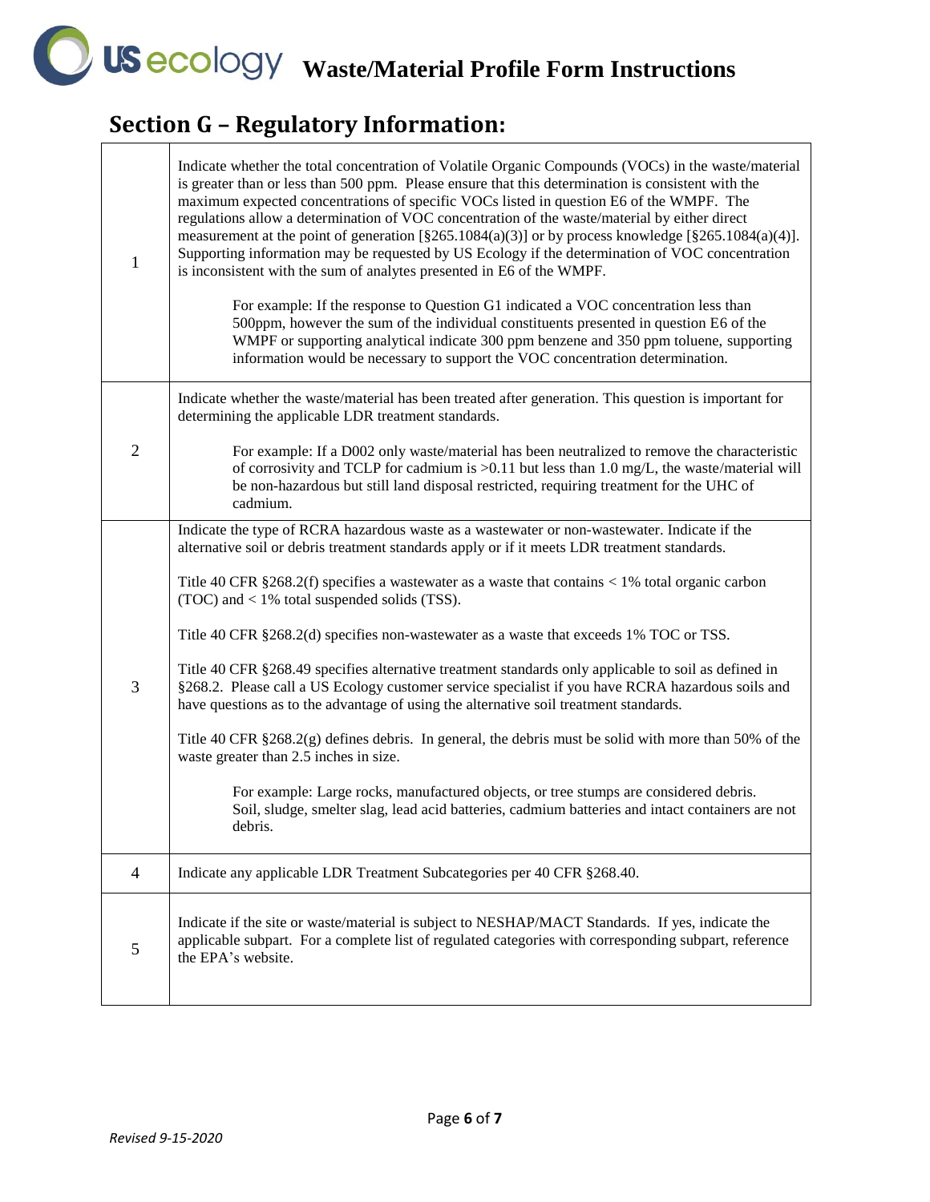# Waste/Material Profile Form Instructions

## Section G – Regulatory Information:

| | |
|---|---|
| 1 | Indicate whether the total concentration of Volatile Organic Compounds (VOCs) in the waste/material is greater than or less than 500 ppm. Please ensure that this determination is consistent with the maximum expected concentrations of specific VOCs listed in question E6 of the WMPF. The regulations allow a determination of VOC concentration of the waste/material by either direct measurement at the point of generation [§265.1084(a)(3)] or by process knowledge [§265.1084(a)(4)]. Supporting information may be requested by US Ecology if the determination of VOC concentration is inconsistent with the sum of analytes presented in E6 of the WMPF.<br><br>For example: If the response to Question G1 indicated a VOC concentration less than 500ppm, however the sum of the individual constituents presented in question E6 of the WMPF or supporting analytical indicate 300 ppm benzene and 350 ppm toluene, supporting information would be necessary to support the VOC concentration determination. |
| 2 | Indicate whether the waste/material has been treated after generation. This question is important for determining the applicable LDR treatment standards.<br><br>For example: If a D002 only waste/material has been neutralized to remove the characteristic of corrosivity and TCLP for cadmium is >0.11 but less than 1.0 mg/L, the waste/material will be non-hazardous but still land disposal restricted, requiring treatment for the UHC of cadmium. |
| 3 | Indicate the type of RCRA hazardous waste as a wastewater or non-wastewater. Indicate if the alternative soil or debris treatment standards apply or if it meets LDR treatment standards.<br><br>Title 40 CFR §268.2(f) specifies a wastewater as a waste that contains < 1% total organic carbon (TOC) and < 1% total suspended solids (TSS).<br><br>Title 40 CFR §268.2(d) specifies non-wastewater as a waste that exceeds 1% TOC or TSS.<br><br>Title 40 CFR §268.49 specifies alternative treatment standards only applicable to soil as defined in §268.2. Please call a US Ecology customer service specialist if you have RCRA hazardous soils and have questions as to the advantage of using the alternative soil treatment standards.<br><br>Title 40 CFR §268.2(g) defines debris. In general, the debris must be solid with more than 50% of the waste greater than 2.5 inches in size.<br><br>For example: Large rocks, manufactured objects, or tree stumps are considered debris. Soil, sludge, smelter slag, lead acid batteries, cadmium batteries and intact containers are not debris. |
| 4 | Indicate any applicable LDR Treatment Subcategories per 40 CFR §268.40. |
| 5 | Indicate if the site or waste/material is subject to NESHAP/MACT Standards. If yes, indicate the applicable subpart. For a complete list of regulated categories with corresponding subpart, reference the EPA's website. |

*Revised 9-15-2020*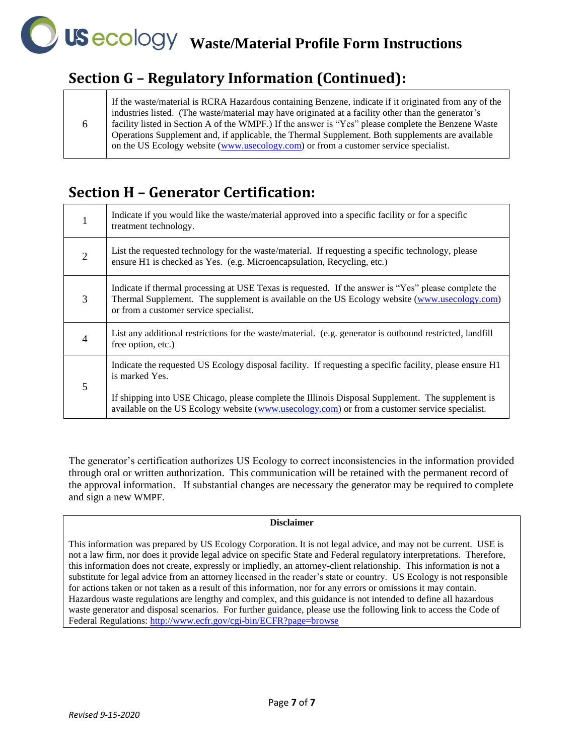## Section G – Regulatory Information (Continued):

| | |
|---|---|
| 6 | If the waste/material is RCRA Hazardous containing Benzene, indicate if it originated from any of the industries listed. (The waste/material may have originated at a facility other than the generator's facility listed in Section A of the WMPF.) If the answer is "Yes" please complete the Benzene Waste Operations Supplement and, if applicable, the Thermal Supplement. Both supplements are available on the US Ecology website (www.usecology.com) or from a customer service specialist. |

## Section H – Generator Certification:

| | |
|---|---|
| 1 | Indicate if you would like the waste/material approved into a specific facility or for a specific treatment technology. |
| 2 | List the requested technology for the waste/material. If requesting a specific technology, please ensure H1 is checked as Yes. (e.g. Microencapsulation, Recycling, etc.) |
| 3 | Indicate if thermal processing at USE Texas is requested. If the answer is "Yes" please complete the Thermal Supplement. The supplement is available on the US Ecology website (www.usecology.com) or from a customer service specialist. |
| 4 | List any additional restrictions for the waste/material. (e.g. generator is outbound restricted, landfill free option, etc.) |
| 5 | Indicate the requested US Ecology disposal facility. If requesting a specific facility, please ensure H1 is marked Yes.<br><br>If shipping into USE Chicago, please complete the Illinois Disposal Supplement. The supplement is available on the US Ecology website (www.usecology.com) or from a customer service specialist. |

The generator's certification authorizes US Ecology to correct inconsistencies in the information provided through oral or written authorization. This communication will be retained with the permanent record of the approval information. If substantial changes are necessary the generator may be required to complete and sign a new WMPF.

**Disclaimer**

This information was prepared by US Ecology Corporation. It is not legal advice, and may not be current. USE is not a law firm, nor does it provide legal advice on specific State and Federal regulatory interpretations. Therefore, this information does not create, expressly or impliedly, an attorney-client relationship. This information is not a substitute for legal advice from an attorney licensed in the reader's state or country. US Ecology is not responsible for actions taken or not taken as a result of this information, nor for any errors or omissions it may contain. Hazardous waste regulations are lengthy and complex, and this guidance is not intended to define all hazardous waste generator and disposal scenarios. For further guidance, please use the following link to access the Code of Federal Regulations: http://www.ecfr.gov/cgi-bin/ECFR?page=browse

*Revised 9-15-2020*